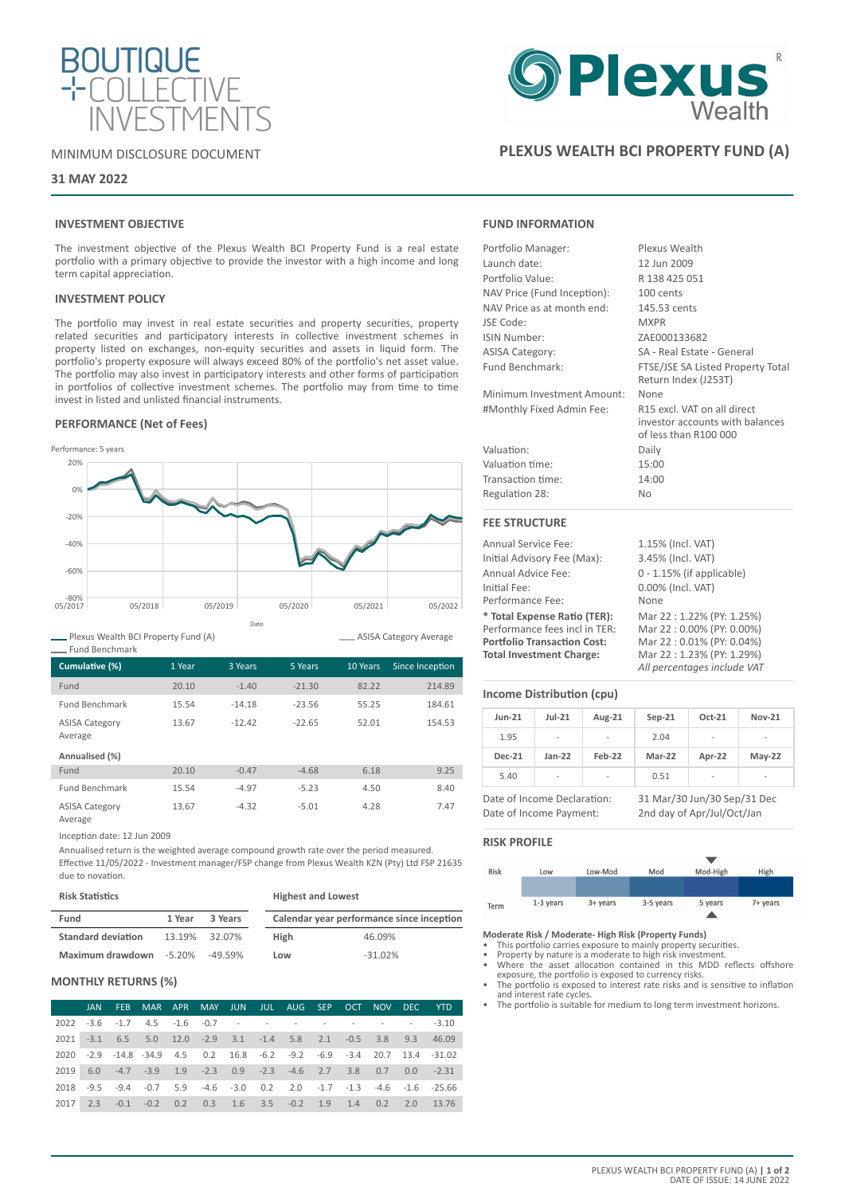BOUTIQUE COLLECTIVE INVESTMENTS

MINIMUM DISCLOSURE DOCUMENT

**31 MAY 2022**

Plexus Wealth

# PLEXUS WEALTH BCI PROPERTY FUND (A)

## INVESTMENT OBJECTIVE

The investment objective of the Plexus Wealth BCI Property Fund is a real estate portfolio with a primary objective to provide the investor with a high income and long term capital appreciation.

## INVESTMENT POLICY

The portfolio may invest in real estate securities and property securities, property related securities and participatory interests in collective investment schemes in property listed on exchanges, non-equity securities and assets in liquid form. The portfolio's property exposure will always exceed 80% of the portfolio's net asset value. The portfolio may also invest in participatory interests and other forms of participation in portfolios of collective investment schemes. The portfolio may from time to time invest in listed and unlisted financial instruments.

## PERFORMANCE (Net of Fees)

Performance: 5 years

Legend: Plexus Wealth BCI Property Fund (A); Fund Benchmark; ASISA Category Average

| Cumulative (%) | 1 Year | 3 Years | 5 Years | 10 Years | Since Inception |
|---|---|---|---|---|---|
| Fund | 20.10 | -1.40 | -21.30 | 82.22 | 214.89 |
| Fund Benchmark | 15.54 | -14.18 | -23.56 | 55.25 | 184.61 |
| ASISA Category Average | 13.67 | -12.42 | -22.65 | 52.01 | 154.53 |
| **Annualised (%)** | | | | | |
| Fund | 20.10 | -0.47 | -4.68 | 6.18 | 9.25 |
| Fund Benchmark | 15.54 | -4.97 | -5.23 | 4.50 | 8.40 |
| ASISA Category Average | 13.67 | -4.32 | -5.01 | 4.28 | 7.47 |

Inception date: 12 Jun 2009

Annualised return is the weighted average compound growth rate over the period measured.
Effective 11/05/2022 - Investment manager/FSP change from Plexus Wealth KZN (Pty) Ltd FSP 21635 due to novation.

**Risk Statistics**

| Fund | 1 Year | 3 Years |
|---|---|---|
| **Standard deviation** | 13.19% | 32.07% |
| **Maximum drawdown** | -5.20% | -49.59% |

**Highest and Lowest**

| Calendar year performance since inception | |
|---|---|
| **High** | 46.09% |
| **Low** | -31.02% |

## MONTHLY RETURNS (%)

| | JAN | FEB | MAR | APR | MAY | JUN | JUL | AUG | SEP | OCT | NOV | DEC | YTD |
|---|---|---|---|---|---|---|---|---|---|---|---|---|---|
| 2022 | -3.6 | -1.7 | 4.5 | -1.6 | -0.7 | - | - | - | - | - | - | - | -3.10 |
| 2021 | -3.1 | 6.5 | 5.0 | 12.0 | -2.9 | 3.1 | -1.4 | 5.8 | 2.1 | -0.5 | 3.8 | 9.3 | 46.09 |
| 2020 | -2.9 | -14.8 | -34.9 | 4.5 | 0.2 | 16.8 | -6.2 | -9.2 | -6.9 | -3.4 | 20.7 | 13.4 | -31.02 |
| 2019 | 6.0 | -4.7 | -3.9 | 1.9 | -2.3 | 0.9 | -2.3 | -4.6 | 2.7 | 3.8 | 0.7 | 0.0 | -2.31 |
| 2018 | -9.5 | -9.4 | -0.7 | 5.9 | -4.6 | -3.0 | 0.2 | 2.0 | -1.7 | -1.3 | -4.6 | -1.6 | -25.66 |
| 2017 | 2.3 | -0.1 | -0.2 | 0.2 | 0.3 | 1.6 | 3.5 | -0.2 | 1.9 | 1.4 | 0.2 | 2.0 | 13.76 |

## FUND INFORMATION

| | |
|---|---|
| Portfolio Manager: | Plexus Wealth |
| Launch date: | 12 Jun 2009 |
| Portfolio Value: | R 138 425 051 |
| NAV Price (Fund Inception): | 100 cents |
| NAV Price as at month end: | 145.53 cents |
| JSE Code: | MXPR |
| ISIN Number: | ZAE000133682 |
| ASISA Category: | SA - Real Estate - General |
| Fund Benchmark: | FTSE/JSE SA Listed Property Total Return Index (J253T) |
| Minimum Investment Amount: | None |
| #Monthly Fixed Admin Fee: | R15 excl. VAT on all direct investor accounts with balances of less than R100 000 |
| Valuation: | Daily |
| Valuation time: | 15:00 |
| Transaction time: | 14:00 |
| Regulation 28: | No |

## FEE STRUCTURE

| | |
|---|---|
| Annual Service Fee: | 1.15% (Incl. VAT) |
| Initial Advisory Fee (Max): | 3.45% (Incl. VAT) |
| Annual Advice Fee: | 0 - 1.15% (if applicable) |
| Initial Fee: | 0.00% (Incl. VAT) |
| Performance Fee: | None |
| **\* Total Expense Ratio (TER):** | Mar 22 : 1.22% (PY: 1.25%) |
| Performance fees incl in TER: | Mar 22 : 0.00% (PY: 0.00%) |
| **Portfolio Transaction Cost:** | Mar 22 : 0.01% (PY: 0.04%) |
| **Total Investment Charge:** | Mar 22 : 1.23% (PY: 1.29%) |

*All percentages include VAT*

## Income Distribution (cpu)

| Jun-21 | Jul-21 | Aug-21 | Sep-21 | Oct-21 | Nov-21 |
|---|---|---|---|---|---|
| 1.95 | - | - | 2.04 | - | - |
| **Dec-21** | **Jan-22** | **Feb-22** | **Mar-22** | **Apr-22** | **May-22** |
| 5.40 | - | - | 0.51 | - | - |

| | |
|---|---|
| Date of Income Declaration: | 31 Mar/30 Jun/30 Sep/31 Dec |
| Date of Income Payment: | 2nd day of Apr/Jul/Oct/Jan |

## RISK PROFILE

| Risk | Low | Low-Mod | Mod | Mod-High | High |
|---|---|---|---|---|---|
| Term | 1-3 years | 3+ years | 3-5 years | 5 years | 7+ years |

Indicated: Mod-High / 5 years

**Moderate Risk / Moderate- High Risk (Property Funds)**

- This portfolio carries exposure to mainly property securities.
- Property by nature is a moderate to high risk investment.
- Where the asset allocation contained in this MDD reflects offshore exposure, the portfolio is exposed to currency risks.
- The portfolio is exposed to interest rate risks and is sensitive to inflation and interest rate cycles.
- The portfolio is suitable for medium to long term investment horizons.

DATE OF ISSUE: 14 JUNE 2022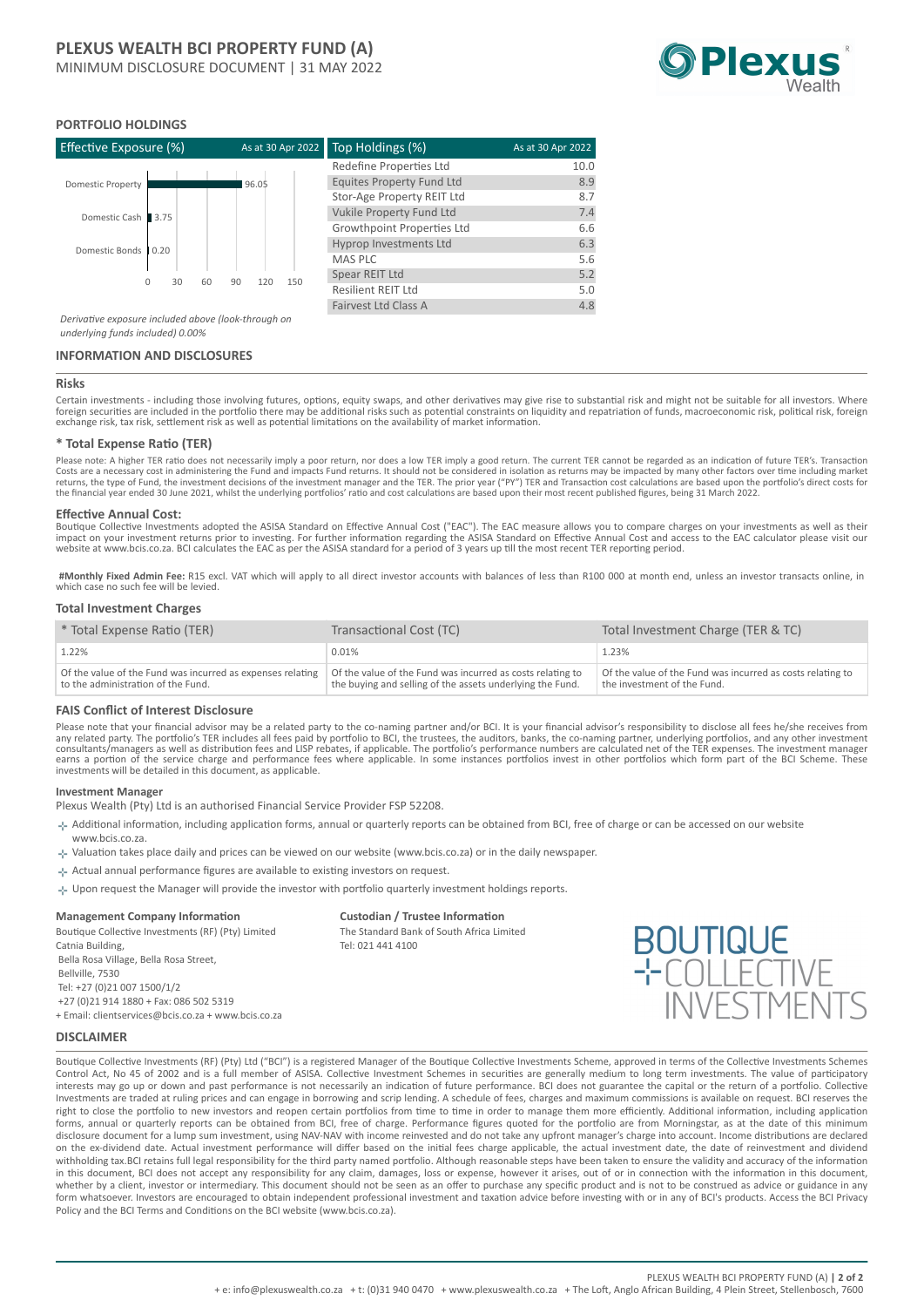# PLEXUS WEALTH BCI PROPERTY FUND (A)

MINIMUM DISCLOSURE DOCUMENT | 31 MAY 2022

## PORTFOLIO HOLDINGS

**Effective Exposure (%)** As at 30 Apr 2022

Domestic Property 96.05

Domestic Cash 3.75

Domestic Bonds 0.20

0 30 60 90 120 150

*Derivative exposure included above (look-through on underlying funds included) 0.00%*

| Top Holdings (%) | As at 30 Apr 2022 |
|---|---|
| Redefine Properties Ltd | 10.0 |
| Equites Property Fund Ltd | 8.9 |
| Stor-Age Property REIT Ltd | 8.7 |
| Vukile Property Fund Ltd | 7.4 |
| Growthpoint Properties Ltd | 6.6 |
| Hyprop Investments Ltd | 6.3 |
| MAS PLC | 5.6 |
| Spear REIT Ltd | 5.2 |
| Resilient REIT Ltd | 5.0 |
| Fairvest Ltd Class A | 4.8 |

## INFORMATION AND DISCLOSURES

### Risks

Certain investments - including those involving futures, options, equity swaps, and other derivatives may give rise to substantial risk and might not be suitable for all investors. Where foreign securities are included in the portfolio there may be additional risks such as potential constraints on liquidity and repatriation of funds, macroeconomic risk, political risk, foreign exchange risk, tax risk, settlement risk as well as potential limitations on the availability of market information.

### * Total Expense Ratio (TER)

Please note: A higher TER ratio does not necessarily imply a poor return, nor does a low TER imply a good return. The current TER cannot be regarded as an indication of future TER's. Transaction Costs are a necessary cost in administering the Fund and impacts Fund returns. It should not be considered in isolation as returns may be impacted by many other factors over time including market returns, the type of Fund, the investment decisions of the investment manager and the TER. The prior year ("PY") TER and Transaction cost calculations are based upon the portfolio's direct costs for the financial year ended 30 June 2021, whilst the underlying portfolios' ratio and cost calculations are based upon their most recent published figures, being 31 March 2022.

### Effective Annual Cost:

Boutique Collective Investments adopted the ASISA Standard on Effective Annual Cost ("EAC"). The EAC measure allows you to compare charges on your investments as well as their impact on your investment returns prior to investing. For further information regarding the ASISA Standard on Effective Annual Cost and access to the EAC calculator please visit our website at www.bcis.co.za. BCI calculates the EAC as per the ASISA standard for a period of 3 years up till the most recent TER reporting period.

**#Monthly Fixed Admin Fee:** R15 excl. VAT which will apply to all direct investor accounts with balances of less than R100 000 at month end, unless an investor transacts online, in which case no such fee will be levied.

### Total Investment Charges

| * Total Expense Ratio (TER) | Transactional Cost (TC) | Total Investment Charge (TER & TC) |
|---|---|---|
| 1.22% | 0.01% | 1.23% |
| Of the value of the Fund was incurred as expenses relating to the administration of the Fund. | Of the value of the Fund was incurred as costs relating to the buying and selling of the assets underlying the Fund. | Of the value of the Fund was incurred as costs relating to the investment of the Fund. |

### FAIS Conflict of Interest Disclosure

Please note that your financial advisor may be a related party to the co-naming partner and/or BCI. It is your financial advisor's responsibility to disclose all fees he/she receives from any related party. The portfolio's TER includes all fees paid by portfolio to BCI, the trustees, the auditors, banks, the co-naming partner, underlying portfolios, and any other investment consultants/managers as well as distribution fees and LISP rebates, if applicable. The portfolio's performance numbers are calculated net of the TER expenses. The investment manager earns a portion of the service charge and performance fees where applicable. In some instances portfolios invest in other portfolios which form part of the BCI Scheme. These investments will be detailed in this document, as applicable.

### Investment Manager

Plexus Wealth (Pty) Ltd is an authorised Financial Service Provider FSP 52208.

- Additional information, including application forms, annual or quarterly reports can be obtained from BCI, free of charge or can be accessed on our website www.bcis.co.za.
- Valuation takes place daily and prices can be viewed on our website (www.bcis.co.za) or in the daily newspaper.
- Actual annual performance figures are available to existing investors on request.
- Upon request the Manager will provide the investor with portfolio quarterly investment holdings reports.

**Management Company Information**

Boutique Collective Investments (RF) (Pty) Limited
Catnia Building,
Bella Rosa Village, Bella Rosa Street,
Bellville, 7530
Tel: +27 (0)21 007 1500/1/2
+27 (0)21 914 1880 + Fax: 086 502 5319
+ Email: clientservices@bcis.co.za + www.bcis.co.za

**Custodian / Trustee Information**

The Standard Bank of South Africa Limited
Tel: 021 441 4100

BOUTIQUE COLLECTIVE INVESTMENTS

## DISCLAIMER

Boutique Collective Investments (RF) (Pty) Ltd ("BCI") is a registered Manager of the Boutique Collective Investments Scheme, approved in terms of the Collective Investments Schemes Control Act, No 45 of 2002 and is a full member of ASISA. Collective Investment Schemes in securities are generally medium to long term investments. The value of participatory interests may go up or down and past performance is not necessarily an indication of future performance. BCI does not guarantee the capital or the return of a portfolio. Collective Investments are traded at ruling prices and can engage in borrowing and scrip lending. A schedule of fees, charges and maximum commissions is available on request. BCI reserves the right to close the portfolio to new investors and reopen certain portfolios from time to time in order to manage them more efficiently. Additional information, including application forms, annual or quarterly reports can be obtained from BCI, free of charge. Performance figures quoted for the portfolio are from Morningstar, as at the date of this minimum disclosure document for a lump sum investment, using NAV-NAV with income reinvested and do not take any upfront manager's charge into account. Income distributions are declared on the ex-dividend date. Actual investment performance will differ based on the initial fees charge applicable, the actual investment date, the date of reinvestment and dividend withholding tax.BCI retains full legal responsibility for the third party named portfolio. Although reasonable steps have been taken to ensure the validity and accuracy of the information in this document, BCI does not accept any responsibility for any claim, damages, loss or expense, however it arises, out of or in connection with the information in this document, whether by a client, investor or intermediary. This document should not be seen as an offer to purchase any specific product and is not to be construed as advice or guidance in any form whatsoever. Investors are encouraged to obtain independent professional investment and taxation advice before investing with or in any of BCI's products. Access the BCI Privacy Policy and the BCI Terms and Conditions on the BCI website (www.bcis.co.za).

+ e: info@plexuswealth.co.za + t: (0)31 940 0470 + www.plexuswealth.co.za + The Loft, Anglo African Building, 4 Plein Street, Stellenbosch, 7600